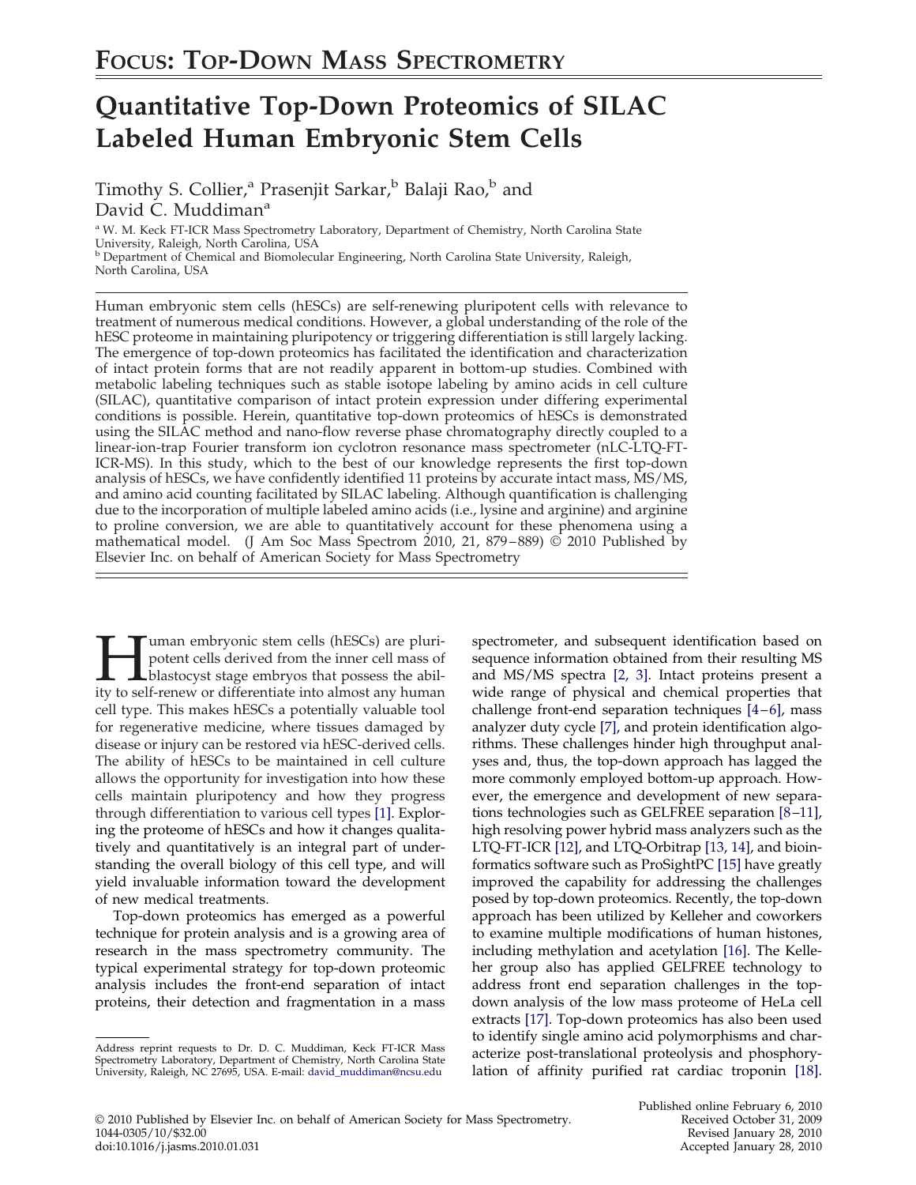# FOCUS: TOP-DOWN MASS SPECTROMETRY

# Quantitative Top-Down Proteomics of SILAC Labeled Human Embryonic Stem Cells

Timothy S. Collier,[a] Prasenjit Sarkar,[b] Balaji Rao,[b] and David C. Muddiman[a]

[a] W. M. Keck FT-ICR Mass Spectrometry Laboratory, Department of Chemistry, North Carolina State University, Raleigh, North Carolina, USA

[b] Department of Chemical and Biomolecular Engineering, North Carolina State University, Raleigh, North Carolina, USA

Human embryonic stem cells (hESCs) are self-renewing pluripotent cells with relevance to treatment of numerous medical conditions. However, a global understanding of the role of the hESC proteome in maintaining pluripotency or triggering differentiation is still largely lacking. The emergence of top-down proteomics has facilitated the identification and characterization of intact protein forms that are not readily apparent in bottom-up studies. Combined with metabolic labeling techniques such as stable isotope labeling by amino acids in cell culture (SILAC), quantitative comparison of intact protein expression under differing experimental conditions is possible. Herein, quantitative top-down proteomics of hESCs is demonstrated using the SILAC method and nano-flow reverse phase chromatography directly coupled to a linear-ion-trap Fourier transform ion cyclotron resonance mass spectrometer (nLC-LTQ-FT-ICR-MS). In this study, which to the best of our knowledge represents the first top-down analysis of hESCs, we have confidently identified 11 proteins by accurate intact mass, MS/MS, and amino acid counting facilitated by SILAC labeling. Although quantification is challenging due to the incorporation of multiple labeled amino acids (i.e., lysine and arginine) and arginine to proline conversion, we are able to quantitatively account for these phenomena using a mathematical model. (J Am Soc Mass Spectrom 2010, 21, 879–889) © 2010 Published by Elsevier Inc. on behalf of American Society for Mass Spectrometry

Human embryonic stem cells (hESCs) are pluripotent cells derived from the inner cell mass of blastocyst stage embryos that possess the ability to self-renew or differentiate into almost any human cell type. This makes hESCs a potentially valuable tool for regenerative medicine, where tissues damaged by disease or injury can be restored via hESC-derived cells. The ability of hESCs to be maintained in cell culture allows the opportunity for investigation into how these cells maintain pluripotency and how they progress through differentiation to various cell types [1]. Exploring the proteome of hESCs and how it changes qualitatively and quantitatively is an integral part of understanding the overall biology of this cell type, and will yield invaluable information toward the development of new medical treatments.

Top-down proteomics has emerged as a powerful technique for protein analysis and is a growing area of research in the mass spectrometry community. The typical experimental strategy for top-down proteomic analysis includes the front-end separation of intact proteins, their detection and fragmentation in a mass spectrometer, and subsequent identification based on sequence information obtained from their resulting MS and MS/MS spectra [2, 3]. Intact proteins present a wide range of physical and chemical properties that challenge front-end separation techniques [4–6], mass analyzer duty cycle [7], and protein identification algorithms. These challenges hinder high throughput analyses and, thus, the top-down approach has lagged the more commonly employed bottom-up approach. However, the emergence and development of new separations technologies such as GELFREE separation [8–11], high resolving power hybrid mass analyzers such as the LTQ-FT-ICR [12], and LTQ-Orbitrap [13, 14], and bioinformatics software such as ProSightPC [15] have greatly improved the capability for addressing the challenges posed by top-down proteomics. Recently, the top-down approach has been utilized by Kelleher and coworkers to examine multiple modifications of human histones, including methylation and acetylation [16]. The Kelleher group also has applied GELFREE technology to address front end separation challenges in the top-down analysis of the low mass proteome of HeLa cell extracts [17]. Top-down proteomics has also been used to identify single amino acid polymorphisms and characterize post-translational proteolysis and phosphorylation of affinity purified rat cardiac troponin [18].

Address reprint requests to Dr. D. C. Muddiman, Keck FT-ICR Mass Spectrometry Laboratory, Department of Chemistry, North Carolina State University, Raleigh, NC 27695, USA. E-mail: david_muddiman@ncsu.edu

© 2010 Published by Elsevier Inc. on behalf of American Society for Mass Spectrometry.
1044-0305/10/$32.00
doi:10.1016/j.jasms.2010.01.031

Published online February 6, 2010
Received October 31, 2009
Revised January 28, 2010
Accepted January 28, 2010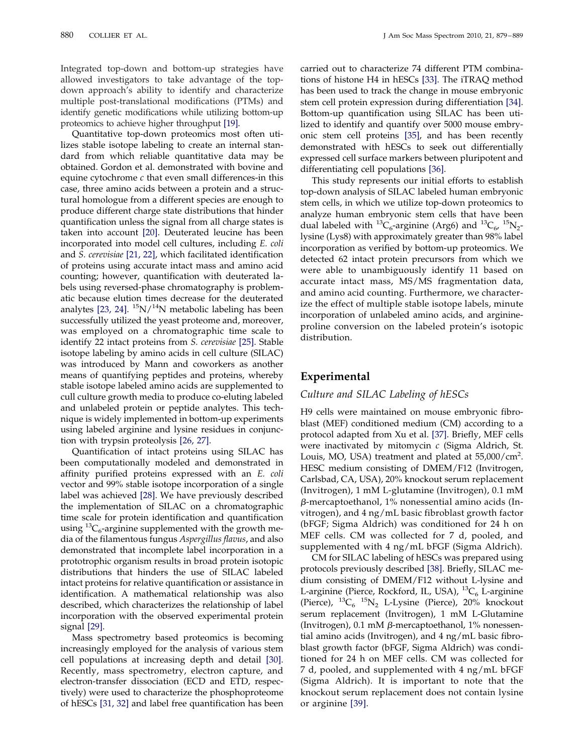Integrated top-down and bottom-up strategies have allowed investigators to take advantage of the top-down approach's ability to identify and characterize multiple post-translational modifications (PTMs) and identify genetic modifications while utilizing bottom-up proteomics to achieve higher throughput [19].

Quantitative top-down proteomics most often utilizes stable isotope labeling to create an internal standard from which reliable quantitative data may be obtained. Gordon et al. demonstrated with bovine and equine cytochrome *c* that even small differences-in this case, three amino acids between a protein and a structural homologue from a different species are enough to produce different charge state distributions that hinder quantification unless the signal from all charge states is taken into account [20]. Deuterated leucine has been incorporated into model cell cultures, including *E. coli* and *S. cerevisiae* [21, 22], which facilitated identification of proteins using accurate intact mass and amino acid counting; however, quantification with deuterated labels using reversed-phase chromatography is problematic because elution times decrease for the deuterated analytes [23, 24]. $^{15}N/^{14}N$ metabolic labeling has been successfully utilized the yeast proteome and, moreover, was employed on a chromatographic time scale to identify 22 intact proteins from *S. cerevisiae* [25]. Stable isotope labeling by amino acids in cell culture (SILAC) was introduced by Mann and coworkers as another means of quantifying peptides and proteins, whereby stable isotope labeled amino acids are supplemented to cull culture growth media to produce co-eluting labeled and unlabeled protein or peptide analytes. This technique is widely implemented in bottom-up experiments using labeled arginine and lysine residues in conjunction with trypsin proteolysis [26, 27].

Quantification of intact proteins using SILAC has been computationally modeled and demonstrated in affinity purified proteins expressed with an *E. coli* vector and 99% stable isotope incorporation of a single label was achieved [28]. We have previously described the implementation of SILAC on a chromatographic time scale for protein identification and quantification using $^{13}C_6$-arginine supplemented with the growth media of the filamentous fungus *Aspergillus flavus*, and also demonstrated that incomplete label incorporation in a prototrophic organism results in broad protein isotopic distributions that hinders the use of SILAC labeled intact proteins for relative quantification or assistance in identification. A mathematical relationship was also described, which characterizes the relationship of label incorporation with the observed experimental protein signal [29].

Mass spectrometry based proteomics is becoming increasingly employed for the analysis of various stem cell populations at increasing depth and detail [30]. Recently, mass spectrometry, electron capture, and electron-transfer dissociation (ECD and ETD, respectively) were used to characterize the phosphoproteome of hESCs [31, 32] and label free quantification has been carried out to characterize 74 different PTM combinations of histone H4 in hESCs [33]. The iTRAQ method has been used to track the change in mouse embryonic stem cell protein expression during differentiation [34]. Bottom-up quantification using SILAC has been utilized to identify and quantify over 5000 mouse embryonic stem cell proteins [35], and has been recently demonstrated with hESCs to seek out differentially expressed cell surface markers between pluripotent and differentiating cell populations [36].

This study represents our initial efforts to establish top-down analysis of SILAC labeled human embryonic stem cells, in which we utilize top-down proteomics to analyze human embryonic stem cells that have been dual labeled with $^{13}C_6$-arginine (Arg6) and $^{13}C_6$, $^{15}N_2$-lysine (Lys8) with approximately greater than 98% label incorporation as verified by bottom-up proteomics. We detected 62 intact protein precursors from which we were able to unambiguously identify 11 based on accurate intact mass, MS/MS fragmentation data, and amino acid counting. Furthermore, we characterize the effect of multiple stable isotope labels, minute incorporation of unlabeled amino acids, and arginine-proline conversion on the labeled protein's isotopic distribution.

## Experimental

### Culture and SILAC Labeling of hESCs

H9 cells were maintained on mouse embryonic fibroblast (MEF) conditioned medium (CM) according to a protocol adapted from Xu et al. [37]. Briefly, MEF cells were inactivated by mitomycin *c* (Sigma Aldrich, St. Louis, MO, USA) treatment and plated at 55,000/cm$^2$. HESC medium consisting of DMEM/F12 (Invitrogen, Carlsbad, CA, USA), 20% knockout serum replacement (Invitrogen), 1 mM L-glutamine (Invitrogen), 0.1 mM $\beta$-mercaptoethanol, 1% nonessential amino acids (Invitrogen), and 4 ng/mL basic fibroblast growth factor (bFGF; Sigma Aldrich) was conditioned for 24 h on MEF cells. CM was collected for 7 d, pooled, and supplemented with 4 ng/mL bFGF (Sigma Aldrich).

CM for SILAC labeling of hESCs was prepared using protocols previously described [38]. Briefly, SILAC medium consisting of DMEM/F12 without L-lysine and L-arginine (Pierce, Rockford, IL, USA), $^{13}C_6$ L-arginine (Pierce), $^{13}C_6$ $^{15}N_2$ L-Lysine (Pierce), 20% knockout serum replacement (Invitrogen), 1 mM L-Glutamine (Invitrogen), 0.1 mM $\beta$-mercaptoethanol, 1% nonessential amino acids (Invitrogen), and 4 ng/mL basic fibroblast growth factor (bFGF, Sigma Aldrich) was conditioned for 24 h on MEF cells. CM was collected for 7 d, pooled, and supplemented with 4 ng/mL bFGF (Sigma Aldrich). It is important to note that the knockout serum replacement does not contain lysine or arginine [39].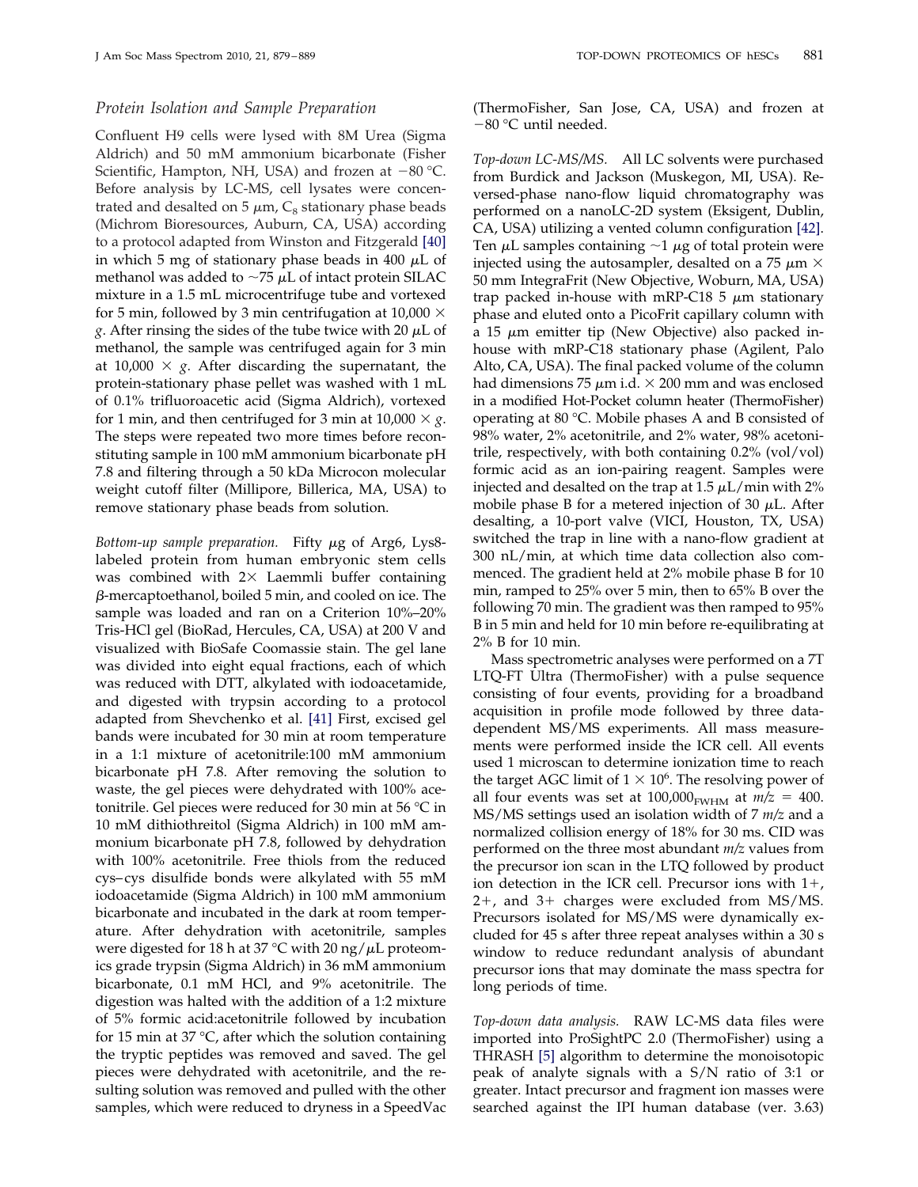### *Protein Isolation and Sample Preparation*

Confluent H9 cells were lysed with 8M Urea (Sigma Aldrich) and 50 mM ammonium bicarbonate (Fisher Scientific, Hampton, NH, USA) and frozen at −80 °C. Before analysis by LC-MS, cell lysates were concentrated and desalted on 5 $\mu$m, $C_8$ stationary phase beads (Michrom Bioresources, Auburn, CA, USA) according to a protocol adapted from Winston and Fitzgerald [40] in which 5 mg of stationary phase beads in 400 $\mu$L of methanol was added to ~75 $\mu$L of intact protein SILAC mixture in a 1.5 mL microcentrifuge tube and vortexed for 5 min, followed by 3 min centrifugation at 10,000 × *g*. After rinsing the sides of the tube twice with 20 $\mu$L of methanol, the sample was centrifuged again for 3 min at 10,000 × *g*. After discarding the supernatant, the protein-stationary phase pellet was washed with 1 mL of 0.1% trifluoroacetic acid (Sigma Aldrich), vortexed for 1 min, and then centrifuged for 3 min at 10,000 × *g*. The steps were repeated two more times before reconstituting sample in 100 mM ammonium bicarbonate pH 7.8 and filtering through a 50 kDa Microcon molecular weight cutoff filter (Millipore, Billerica, MA, USA) to remove stationary phase beads from solution.

*Bottom-up sample preparation.* Fifty $\mu$g of Arg6, Lys8-labeled protein from human embryonic stem cells was combined with 2× Laemmli buffer containing $\beta$-mercaptoethanol, boiled 5 min, and cooled on ice. The sample was loaded and ran on a Criterion 10%–20% Tris-HCl gel (BioRad, Hercules, CA, USA) at 200 V and visualized with BioSafe Coomassie stain. The gel lane was divided into eight equal fractions, each of which was reduced with DTT, alkylated with iodoacetamide, and digested with trypsin according to a protocol adapted from Shevchenko et al. [41] First, excised gel bands were incubated for 30 min at room temperature in a 1:1 mixture of acetonitrile:100 mM ammonium bicarbonate pH 7.8. After removing the solution to waste, the gel pieces were dehydrated with 100% acetonitrile. Gel pieces were reduced for 30 min at 56 °C in 10 mM dithiothreitol (Sigma Aldrich) in 100 mM ammonium bicarbonate pH 7.8, followed by dehydration with 100% acetonitrile. Free thiols from the reduced cys–cys disulfide bonds were alkylated with 55 mM iodoacetamide (Sigma Aldrich) in 100 mM ammonium bicarbonate and incubated in the dark at room temperature. After dehydration with acetonitrile, samples were digested for 18 h at 37 °C with 20 ng/$\mu$L proteomics grade trypsin (Sigma Aldrich) in 36 mM ammonium bicarbonate, 0.1 mM HCl, and 9% acetonitrile. The digestion was halted with the addition of a 1:2 mixture of 5% formic acid:acetonitrile followed by incubation for 15 min at 37 °C, after which the solution containing the tryptic peptides was removed and saved. The gel pieces were dehydrated with acetonitrile, and the resulting solution was removed and pulled with the other samples, which were reduced to dryness in a SpeedVac (ThermoFisher, San Jose, CA, USA) and frozen at −80 °C until needed.

*Top-down LC-MS/MS.* All LC solvents were purchased from Burdick and Jackson (Muskegon, MI, USA). Reversed-phase nano-flow liquid chromatography was performed on a nanoLC-2D system (Eksigent, Dublin, CA, USA) utilizing a vented column configuration [42]. Ten $\mu$L samples containing ~1 $\mu$g of total protein were injected using the autosampler, desalted on a 75 $\mu$m × 50 mm IntegraFrit (New Objective, Woburn, MA, USA) trap packed in-house with mRP-C18 5 $\mu$m stationary phase and eluted onto a PicoFrit capillary column with a 15 $\mu$m emitter tip (New Objective) also packed in-house with mRP-C18 stationary phase (Agilent, Palo Alto, CA, USA). The final packed volume of the column had dimensions 75 $\mu$m i.d. × 200 mm and was enclosed in a modified Hot-Pocket column heater (ThermoFisher) operating at 80 °C. Mobile phases A and B consisted of 98% water, 2% acetonitrile, and 2% water, 98% acetonitrile, respectively, with both containing 0.2% (vol/vol) formic acid as an ion-pairing reagent. Samples were injected and desalted on the trap at 1.5 $\mu$L/min with 2% mobile phase B for a metered injection of 30 $\mu$L. After desalting, a 10-port valve (VICI, Houston, TX, USA) switched the trap in line with a nano-flow gradient at 300 nL/min, at which time data collection also commenced. The gradient held at 2% mobile phase B for 10 min, ramped to 25% over 5 min, then to 65% B over the following 70 min. The gradient was then ramped to 95% B in 5 min and held for 10 min before re-equilibrating at 2% B for 10 min.

Mass spectrometric analyses were performed on a 7T LTQ-FT Ultra (ThermoFisher) with a pulse sequence consisting of four events, providing for a broadband acquisition in profile mode followed by three data-dependent MS/MS experiments. All mass measurements were performed inside the ICR cell. All events used 1 microscan to determine ionization time to reach the target AGC limit of $1 \times 10^6$. The resolving power of all four events was set at $100{,}000_{FWHM}$ at $m/z$ = 400. MS/MS settings used an isolation width of 7 $m/z$ and a normalized collision energy of 18% for 30 ms. CID was performed on the three most abundant $m/z$ values from the precursor ion scan in the LTQ followed by product ion detection in the ICR cell. Precursor ions with 1+, 2+, and 3+ charges were excluded from MS/MS. Precursors isolated for MS/MS were dynamically excluded for 45 s after three repeat analyses within a 30 s window to reduce redundant analysis of abundant precursor ions that may dominate the mass spectra for long periods of time.

*Top-down data analysis.* RAW LC-MS data files were imported into ProSightPC 2.0 (ThermoFisher) using a THRASH [5] algorithm to determine the monoisotopic peak of analyte signals with a S/N ratio of 3:1 or greater. Intact precursor and fragment ion masses were searched against the IPI human database (ver. 3.63)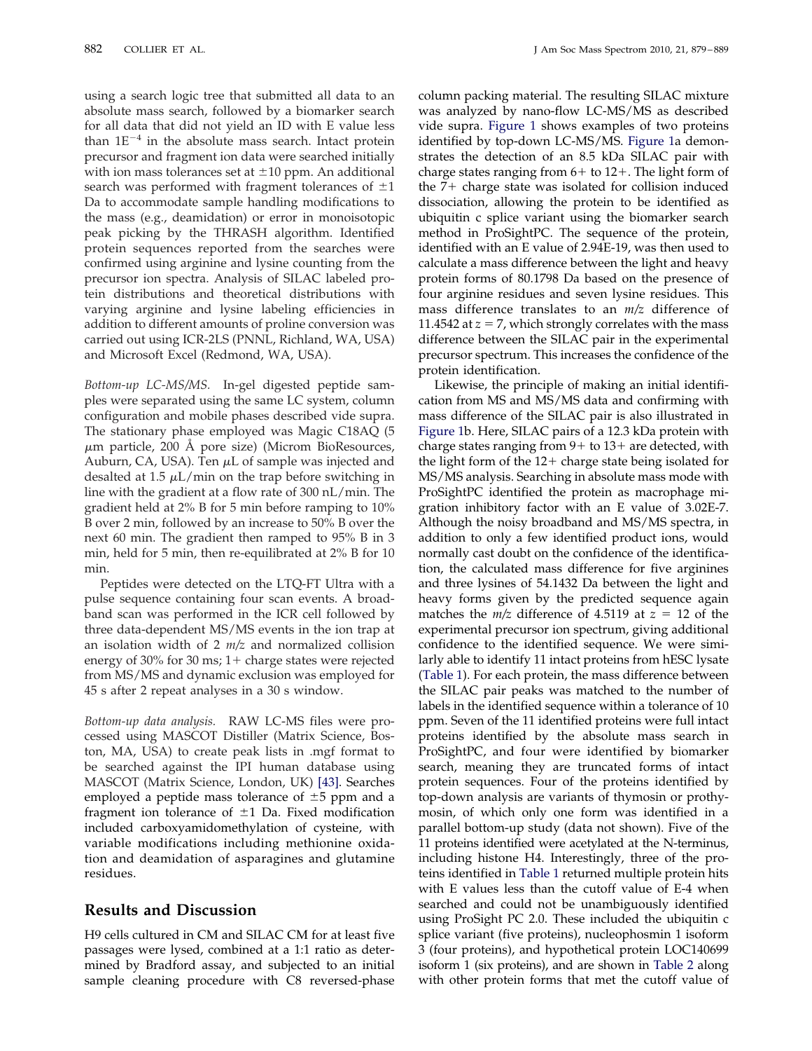using a search logic tree that submitted all data to an absolute mass search, followed by a biomarker search for all data that did not yield an ID with E value less than $1E^{-4}$ in the absolute mass search. Intact protein precursor and fragment ion data were searched initially with ion mass tolerances set at ±10 ppm. An additional search was performed with fragment tolerances of ±1 Da to accommodate sample handling modifications to the mass (e.g., deamidation) or error in monoisotopic peak picking by the THRASH algorithm. Identified protein sequences reported from the searches were confirmed using arginine and lysine counting from the precursor ion spectra. Analysis of SILAC labeled protein distributions and theoretical distributions with varying arginine and lysine labeling efficiencies in addition to different amounts of proline conversion was carried out using ICR-2LS (PNNL, Richland, WA, USA) and Microsoft Excel (Redmond, WA, USA).

*Bottom-up LC-MS/MS.* In-gel digested peptide samples were separated using the same LC system, column configuration and mobile phases described vide supra. The stationary phase employed was Magic C18AQ (5 μm particle, 200 Å pore size) (Microm BioResources, Auburn, CA, USA). Ten μL of sample was injected and desalted at 1.5 μL/min on the trap before switching in line with the gradient at a flow rate of 300 nL/min. The gradient held at 2% B for 5 min before ramping to 10% B over 2 min, followed by an increase to 50% B over the next 60 min. The gradient then ramped to 95% B in 3 min, held for 5 min, then re-equilibrated at 2% B for 10 min.

Peptides were detected on the LTQ-FT Ultra with a pulse sequence containing four scan events. A broadband scan was performed in the ICR cell followed by three data-dependent MS/MS events in the ion trap at an isolation width of 2 $m/z$ and normalized collision energy of 30% for 30 ms; 1+ charge states were rejected from MS/MS and dynamic exclusion was employed for 45 s after 2 repeat analyses in a 30 s window.

*Bottom-up data analysis.* RAW LC-MS files were processed using MASCOT Distiller (Matrix Science, Boston, MA, USA) to create peak lists in .mgf format to be searched against the IPI human database using MASCOT (Matrix Science, London, UK) [43]. Searches employed a peptide mass tolerance of ±5 ppm and a fragment ion tolerance of ±1 Da. Fixed modification included carboxyamidomethylation of cysteine, with variable modifications including methionine oxidation and deamidation of asparagines and glutamine residues.

## Results and Discussion

H9 cells cultured in CM and SILAC CM for at least five passages were lysed, combined at a 1:1 ratio as determined by Bradford assay, and subjected to an initial sample cleaning procedure with C8 reversed-phase column packing material. The resulting SILAC mixture was analyzed by nano-flow LC-MS/MS as described vide supra. Figure 1 shows examples of two proteins identified by top-down LC-MS/MS. Figure 1a demonstrates the detection of an 8.5 kDa SILAC pair with charge states ranging from 6+ to 12+. The light form of the 7+ charge state was isolated for collision induced dissociation, allowing the protein to be identified as ubiquitin c splice variant using the biomarker search method in ProSightPC. The sequence of the protein, identified with an E value of 2.94E-19, was then used to calculate a mass difference between the light and heavy protein forms of 80.1798 Da based on the presence of four arginine residues and seven lysine residues. This mass difference translates to an $m/z$ difference of 11.4542 at $z = 7$, which strongly correlates with the mass difference between the SILAC pair in the experimental precursor spectrum. This increases the confidence of the protein identification.

Likewise, the principle of making an initial identification from MS and MS/MS data and confirming with mass difference of the SILAC pair is also illustrated in Figure 1b. Here, SILAC pairs of a 12.3 kDa protein with charge states ranging from 9+ to 13+ are detected, with the light form of the 12+ charge state being isolated for MS/MS analysis. Searching in absolute mass mode with ProSightPC identified the protein as macrophage migration inhibitory factor with an E value of 3.02E-7. Although the noisy broadband and MS/MS spectra, in addition to only a few identified product ions, would normally cast doubt on the confidence of the identification, the calculated mass difference for five arginines and three lysines of 54.1432 Da between the light and heavy forms given by the predicted sequence again matches the $m/z$ difference of 4.5119 at $z = 12$ of the experimental precursor ion spectrum, giving additional confidence to the identified sequence. We were similarly able to identify 11 intact proteins from hESC lysate (Table 1). For each protein, the mass difference between the SILAC pair peaks was matched to the number of labels in the identified sequence within a tolerance of 10 ppm. Seven of the 11 identified proteins were full intact proteins identified by the absolute mass search in ProSightPC, and four were identified by biomarker search, meaning they are truncated forms of intact protein sequences. Four of the proteins identified by top-down analysis are variants of thymosin or prothymosin, of which only one form was identified in a parallel bottom-up study (data not shown). Five of the 11 proteins identified were acetylated at the N-terminus, including histone H4. Interestingly, three of the proteins identified in Table 1 returned multiple protein hits with E values less than the cutoff value of E-4 when searched and could not be unambiguously identified using ProSight PC 2.0. These included the ubiquitin c splice variant (five proteins), nucleophosmin 1 isoform 3 (four proteins), and hypothetical protein LOC140699 isoform 1 (six proteins), and are shown in Table 2 along with other protein forms that met the cutoff value of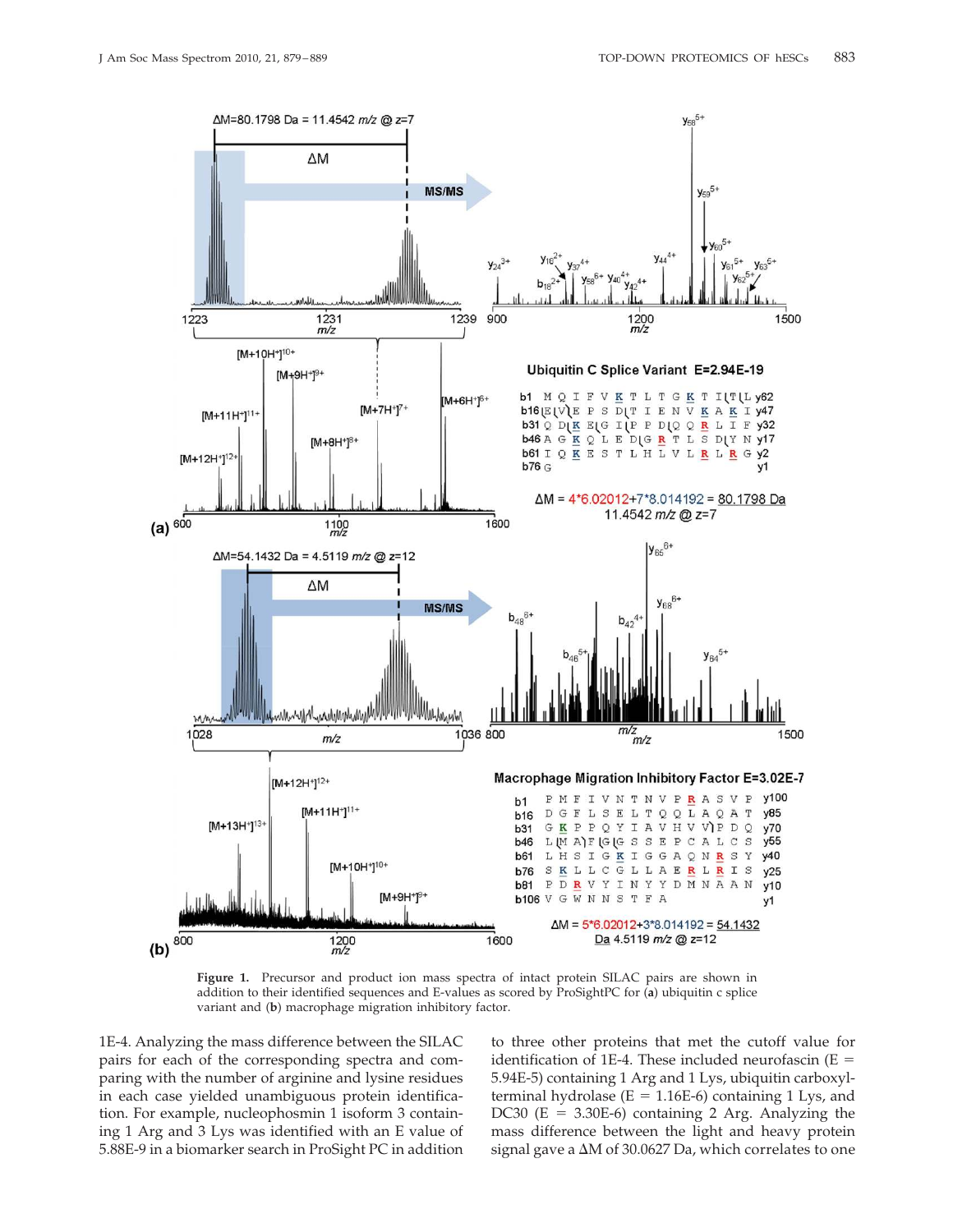**Figure 1.** Precursor and product ion mass spectra of intact protein SILAC pairs are shown in addition to their identified sequences and E-values as scored by ProSightPC for (**a**) ubiquitin c splice variant and (**b**) macrophage migration inhibitory factor.

1E-4. Analyzing the mass difference between the SILAC pairs for each of the corresponding spectra and comparing with the number of arginine and lysine residues in each case yielded unambiguous protein identification. For example, nucleophosmin 1 isoform 3 containing 1 Arg and 3 Lys was identified with an E value of 5.88E-9 in a biomarker search in ProSight PC in addition to three other proteins that met the cutoff value for identification of 1E-4. These included neurofascin (E = 5.94E-5) containing 1 Arg and 1 Lys, ubiquitin carboxyl-terminal hydrolase (E = 1.16E-6) containing 1 Lys, and DC30 (E = 3.30E-6) containing 2 Arg. Analyzing the mass difference between the light and heavy protein signal gave a ΔM of 30.0627 Da, which correlates to one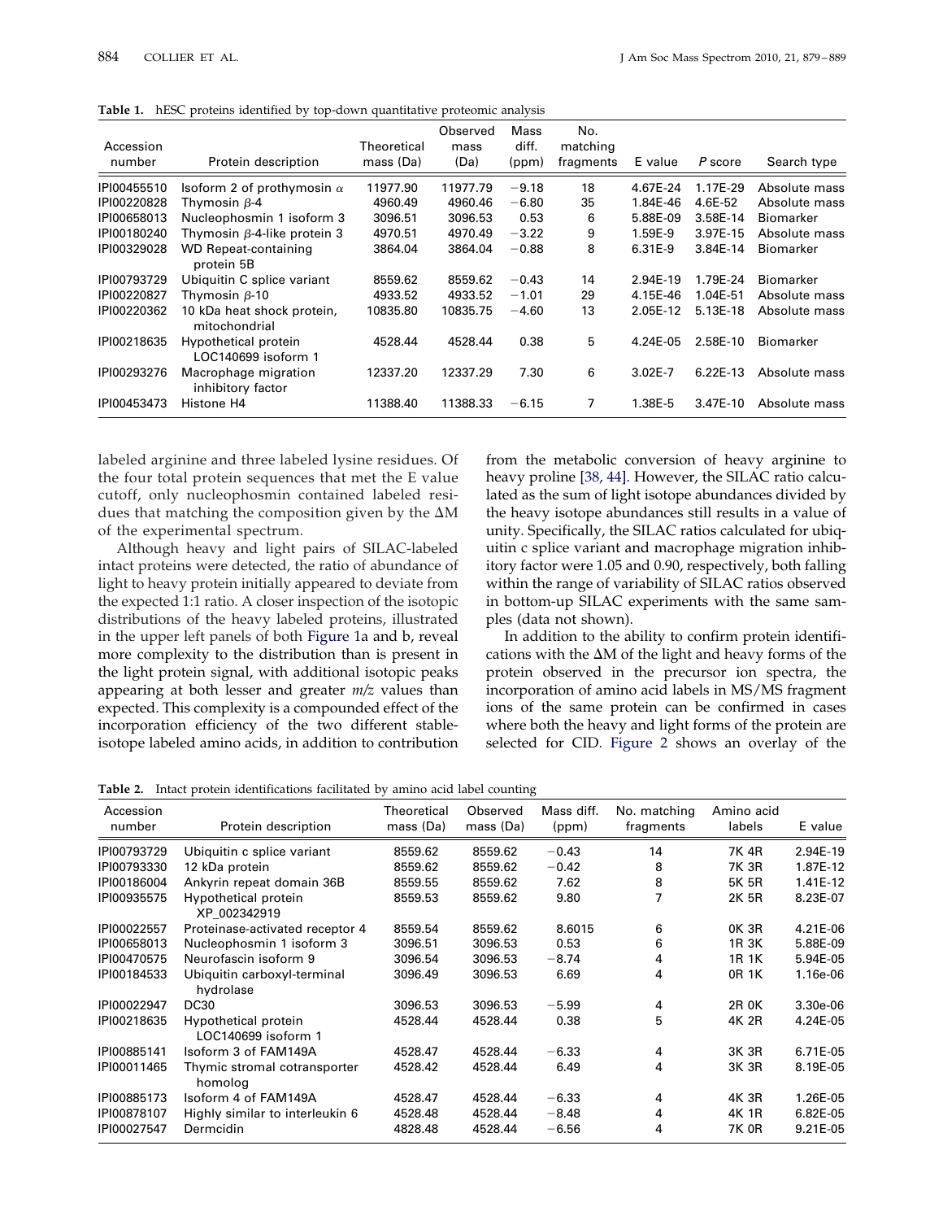**Table 1.** hESC proteins identified by top-down quantitative proteomic analysis

| Accession number | Protein description | Theoretical mass (Da) | Observed mass (Da) | Mass diff. (ppm) | No. matching fragments | E value | P score | Search type |
|---|---|---|---|---|---|---|---|---|
| IPI00455510 | Isoform 2 of prothymosin $\alpha$ | 11977.90 | 11977.79 | −9.18 | 18 | 4.67E-24 | 1.17E-29 | Absolute mass |
| IPI00220828 | Thymosin $\beta$-4 | 4960.49 | 4960.46 | −6.80 | 35 | 1.84E-46 | 4.6E-52 | Absolute mass |
| IPI00658013 | Nucleophosmin 1 isoform 3 | 3096.51 | 3096.53 | 0.53 | 6 | 5.88E-09 | 3.58E-14 | Biomarker |
| IPI00180240 | Thymosin $\beta$-4-like protein 3 | 4970.51 | 4970.49 | −3.22 | 9 | 1.59E-9 | 3.97E-15 | Absolute mass |
| IPI00329028 | WD Repeat-containing protein 5B | 3864.04 | 3864.04 | −0.88 | 8 | 6.31E-9 | 3.84E-14 | Biomarker |
| IPI00793729 | Ubiquitin C splice variant | 8559.62 | 8559.62 | −0.43 | 14 | 2.94E-19 | 1.79E-24 | Biomarker |
| IPI00220827 | Thymosin $\beta$-10 | 4933.52 | 4933.52 | −1.01 | 29 | 4.15E-46 | 1.04E-51 | Absolute mass |
| IPI00220362 | 10 kDa heat shock protein, mitochondrial | 10835.80 | 10835.75 | −4.60 | 13 | 2.05E-12 | 5.13E-18 | Absolute mass |
| IPI00218635 | Hypothetical protein LOC140699 isoform 1 | 4528.44 | 4528.44 | 0.38 | 5 | 4.24E-05 | 2.58E-10 | Biomarker |
| IPI00293276 | Macrophage migration inhibitory factor | 12337.20 | 12337.29 | 7.30 | 6 | 3.02E-7 | 6.22E-13 | Absolute mass |
| IPI00453473 | Histone H4 | 11388.40 | 11388.33 | −6.15 | 7 | 1.38E-5 | 3.47E-10 | Absolute mass |

labeled arginine and three labeled lysine residues. Of the four total protein sequences that met the E value cutoff, only nucleophosmin contained labeled residues that matching the composition given by the $\Delta M$ of the experimental spectrum.

Although heavy and light pairs of SILAC-labeled intact proteins were detected, the ratio of abundance of light to heavy protein initially appeared to deviate from the expected 1:1 ratio. A closer inspection of the isotopic distributions of the heavy labeled proteins, illustrated in the upper left panels of both Figure 1a and b, reveal more complexity to the distribution than is present in the light protein signal, with additional isotopic peaks appearing at both lesser and greater *m/z* values than expected. This complexity is a compounded effect of the incorporation efficiency of the two different stable-isotope labeled amino acids, in addition to contribution from the metabolic conversion of heavy arginine to heavy proline [38, 44]. However, the SILAC ratio calculated as the sum of light isotope abundances divided by the heavy isotope abundances still results in a value of unity. Specifically, the SILAC ratios calculated for ubiquitin c splice variant and macrophage migration inhibitory factor were 1.05 and 0.90, respectively, both falling within the range of variability of SILAC ratios observed in bottom-up SILAC experiments with the same samples (data not shown).

In addition to the ability to confirm protein identifications with the $\Delta M$ of the light and heavy forms of the protein observed in the precursor ion spectra, the incorporation of amino acid labels in MS/MS fragment ions of the same protein can be confirmed in cases where both the heavy and light forms of the protein are selected for CID. Figure 2 shows an overlay of the

**Table 2.** Intact protein identifications facilitated by amino acid label counting

| Accession number | Protein description | Theoretical mass (Da) | Observed mass (Da) | Mass diff. (ppm) | No. matching fragments | Amino acid labels | E value |
|---|---|---|---|---|---|---|---|
| IPI00793729 | Ubiquitin c splice variant | 8559.62 | 8559.62 | −0.43 | 14 | 7K 4R | 2.94E-19 |
| IPI00793330 | 12 kDa protein | 8559.62 | 8559.62 | −0.42 | 8 | 7K 3R | 1.87E-12 |
| IPI00186004 | Ankyrin repeat domain 36B | 8559.55 | 8559.62 | 7.62 | 8 | 5K 5R | 1.41E-12 |
| IPI00935575 | Hypothetical protein XP_002342919 | 8559.53 | 8559.62 | 9.80 | 7 | 2K 5R | 8.23E-07 |
| IPI00022557 | Proteinase-activated receptor 4 | 8559.54 | 8559.62 | 8.6015 | 6 | 0K 3R | 4.21E-06 |
| IPI00658013 | Nucleophosmin 1 isoform 3 | 3096.51 | 3096.53 | 0.53 | 6 | 1R 3K | 5.88E-09 |
| IPI00470575 | Neurofascin isoform 9 | 3096.54 | 3096.53 | −8.74 | 4 | 1R 1K | 5.94E-05 |
| IPI00184533 | Ubiquitin carboxyl-terminal hydrolase | 3096.49 | 3096.53 | 6.69 | 4 | 0R 1K | 1.16e-06 |
| IPI00022947 | DC30 | 3096.53 | 3096.53 | −5.99 | 4 | 2R 0K | 3.30e-06 |
| IPI00218635 | Hypothetical protein LOC140699 isoform 1 | 4528.44 | 4528.44 | 0.38 | 5 | 4K 2R | 4.24E-05 |
| IPI00885141 | Isoform 3 of FAM149A | 4528.47 | 4528.44 | −6.33 | 4 | 3K 3R | 6.71E-05 |
| IPI00011465 | Thymic stromal cotransporter homolog | 4528.42 | 4528.44 | 6.49 | 4 | 3K 3R | 8.19E-05 |
| IPI00885173 | Isoform 4 of FAM149A | 4528.47 | 4528.44 | −6.33 | 4 | 4K 3R | 1.26E-05 |
| IPI00878107 | Highly similar to interleukin 6 | 4528.48 | 4528.44 | −8.48 | 4 | 4K 1R | 6.82E-05 |
| IPI00027547 | Dermcidin | 4828.48 | 4528.44 | −6.56 | 4 | 7K 0R | 9.21E-05 |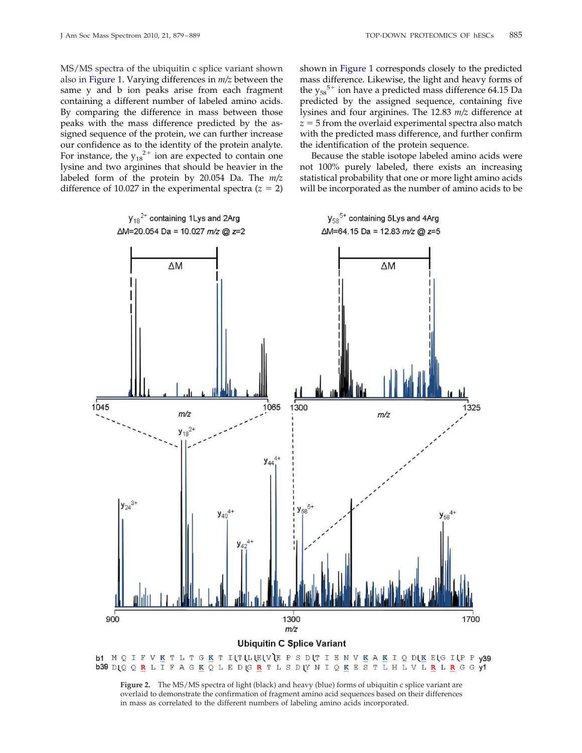MS/MS spectra of the ubiquitin c splice variant shown also in Figure 1. Varying differences in $m/z$ between the same y and b ion peaks arise from each fragment containing a different number of labeled amino acids. By comparing the difference in mass between those peaks with the mass difference predicted by the assigned sequence of the protein, we can further increase our confidence as to the identity of the protein analyte. For instance, the $y_{18}^{2+}$ ion are expected to contain one lysine and two arginines that should be heavier in the labeled form of the protein by 20.054 Da. The $m/z$ difference of 10.027 in the experimental spectra ($z = 2$) shown in Figure 1 corresponds closely to the predicted mass difference. Likewise, the light and heavy forms of the $y_{58}^{5+}$ ion have a predicted mass difference 64.15 Da predicted by the assigned sequence, containing five lysines and four arginines. The 12.83 $m/z$ difference at $z = 5$ from the overlaid experimental spectra also match with the predicted mass difference, and further confirm the identification of the protein sequence.

Because the stable isotope labeled amino acids were not 100% purely labeled, there exists an increasing statistical probability that one or more light amino acids will be incorporated as the number of amino acids to be

**Figure 2.** The MS/MS spectra of light (black) and heavy (blue) forms of ubiquitin c splice variant are overlaid to demonstrate the confirmation of fragment amino acid sequences based on their differences in mass as correlated to the different numbers of labeling amino acids incorporated.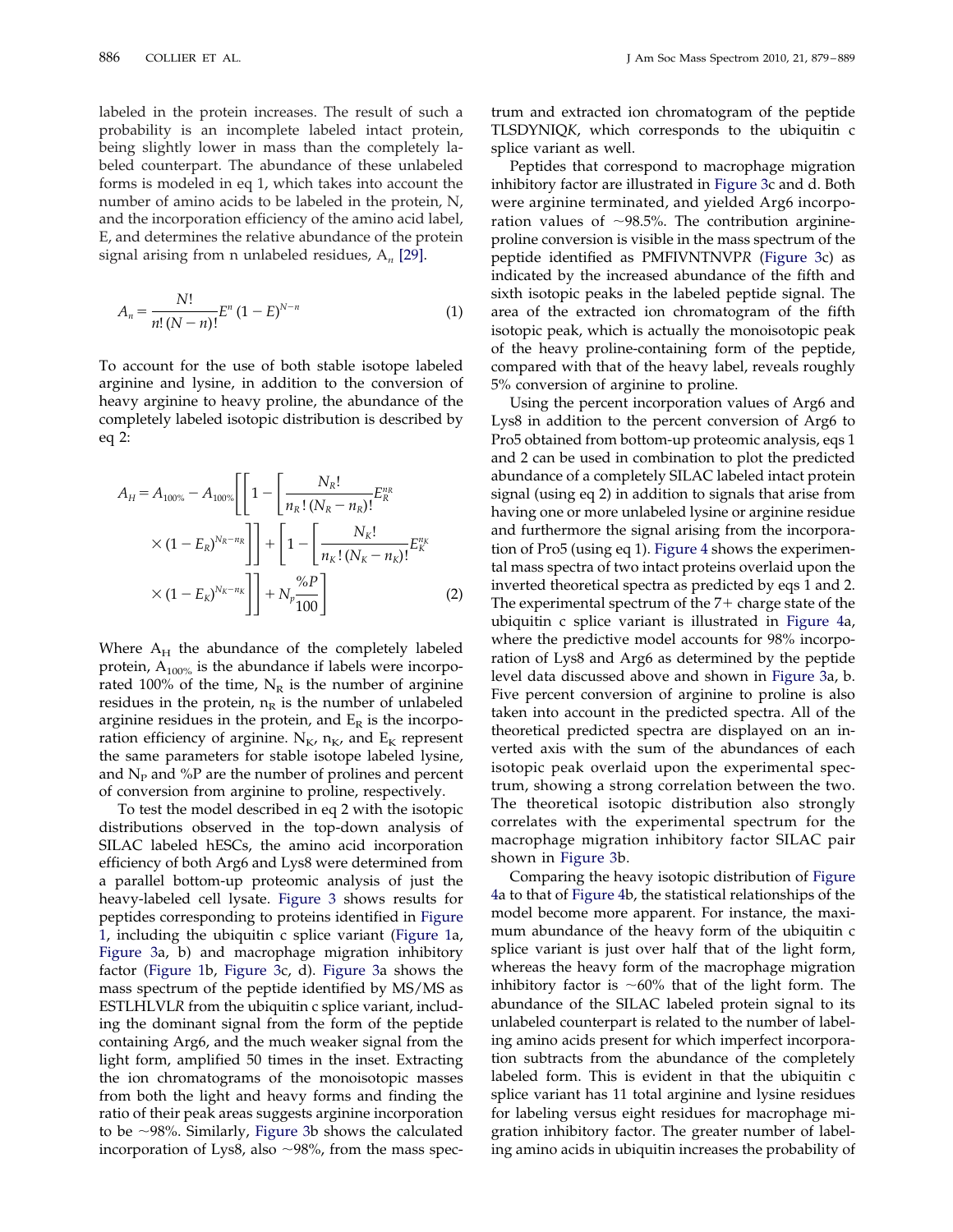labeled in the protein increases. The result of such a probability is an incomplete labeled intact protein, being slightly lower in mass than the completely labeled counterpart. The abundance of these unlabeled forms is modeled in eq 1, which takes into account the number of amino acids to be labeled in the protein, N, and the incorporation efficiency of the amino acid label, E, and determines the relative abundance of the protein signal arising from n unlabeled residues, $A_n$ [29].

$$A_n = \frac{N!}{n!\,(N-n)!} E^n \,(1-E)^{N-n} \tag{1}$$

To account for the use of both stable isotope labeled arginine and lysine, in addition to the conversion of heavy arginine to heavy proline, the abundance of the completely labeled isotopic distribution is described by eq 2:

$$A_H = A_{100\%} - A_{100\%}\left[\left[1-\left[\frac{N_R!}{n_R!\,(N_R-n_R)!}E_R^{n_R} \times (1-E_R)^{N_R-n_R}\right]\right] + \left[1-\left[\frac{N_K!}{n_K!\,(N_K-n_K)!}E_K^{n_K} \times (1-E_K)^{N_K-n_K}\right]\right] + N_p\frac{\%P}{100}\right] \tag{2}$$

Where $A_H$ the abundance of the completely labeled protein, $A_{100\%}$ is the abundance if labels were incorporated 100% of the time, $N_R$ is the number of arginine residues in the protein, $n_R$ is the number of unlabeled arginine residues in the protein, and $E_R$ is the incorporation efficiency of arginine. $N_K$, $n_K$, and $E_K$ represent the same parameters for stable isotope labeled lysine, and $N_P$ and %P are the number of prolines and percent of conversion from arginine to proline, respectively.

To test the model described in eq 2 with the isotopic distributions observed in the top-down analysis of SILAC labeled hESCs, the amino acid incorporation efficiency of both Arg6 and Lys8 were determined from a parallel bottom-up proteomic analysis of just the heavy-labeled cell lysate. Figure 3 shows results for peptides corresponding to proteins identified in Figure 1, including the ubiquitin c splice variant (Figure 1a, Figure 3a, b) and macrophage migration inhibitory factor (Figure 1b, Figure 3c, d). Figure 3a shows the mass spectrum of the peptide identified by MS/MS as ESTLHLVL*R* from the ubiquitin c splice variant, including the dominant signal from the form of the peptide containing Arg6, and the much weaker signal from the light form, amplified 50 times in the inset. Extracting the ion chromatograms of the monoisotopic masses from both the light and heavy forms and finding the ratio of their peak areas suggests arginine incorporation to be ~98%. Similarly, Figure 3b shows the calculated incorporation of Lys8, also ~98%, from the mass spectrum and extracted ion chromatogram of the peptide TLSDYNIQ*K*, which corresponds to the ubiquitin c splice variant as well.

Peptides that correspond to macrophage migration inhibitory factor are illustrated in Figure 3c and d. Both were arginine terminated, and yielded Arg6 incorporation values of ~98.5%. The contribution arginine-proline conversion is visible in the mass spectrum of the peptide identified as PMFIVNTNVP*R* (Figure 3c) as indicated by the increased abundance of the fifth and sixth isotopic peaks in the labeled peptide signal. The area of the extracted ion chromatogram of the fifth isotopic peak, which is actually the monoisotopic peak of the heavy proline-containing form of the peptide, compared with that of the heavy label, reveals roughly 5% conversion of arginine to proline.

Using the percent incorporation values of Arg6 and Lys8 in addition to the percent conversion of Arg6 to Pro5 obtained from bottom-up proteomic analysis, eqs 1 and 2 can be used in combination to plot the predicted abundance of a completely SILAC labeled intact protein signal (using eq 2) in addition to signals that arise from having one or more unlabeled lysine or arginine residue and furthermore the signal arising from the incorporation of Pro5 (using eq 1). Figure 4 shows the experimental mass spectra of two intact proteins overlaid upon the inverted theoretical spectra as predicted by eqs 1 and 2. The experimental spectrum of the 7+ charge state of the ubiquitin c splice variant is illustrated in Figure 4a, where the predictive model accounts for 98% incorporation of Lys8 and Arg6 as determined by the peptide level data discussed above and shown in Figure 3a, b. Five percent conversion of arginine to proline is also taken into account in the predicted spectra. All of the theoretical predicted spectra are displayed on an inverted axis with the sum of the abundances of each isotopic peak overlaid upon the experimental spectrum, showing a strong correlation between the two. The theoretical isotopic distribution also strongly correlates with the experimental spectrum for the macrophage migration inhibitory factor SILAC pair shown in Figure 3b.

Comparing the heavy isotopic distribution of Figure 4a to that of Figure 4b, the statistical relationships of the model become more apparent. For instance, the maximum abundance of the heavy form of the ubiquitin c splice variant is just over half that of the light form, whereas the heavy form of the macrophage migration inhibitory factor is ~60% that of the light form. The abundance of the SILAC labeled protein signal to its unlabeled counterpart is related to the number of labeling amino acids present for which imperfect incorporation subtracts from the abundance of the completely labeled form. This is evident in that the ubiquitin c splice variant has 11 total arginine and lysine residues for labeling versus eight residues for macrophage migration inhibitory factor. The greater number of labeling amino acids in ubiquitin increases the probability of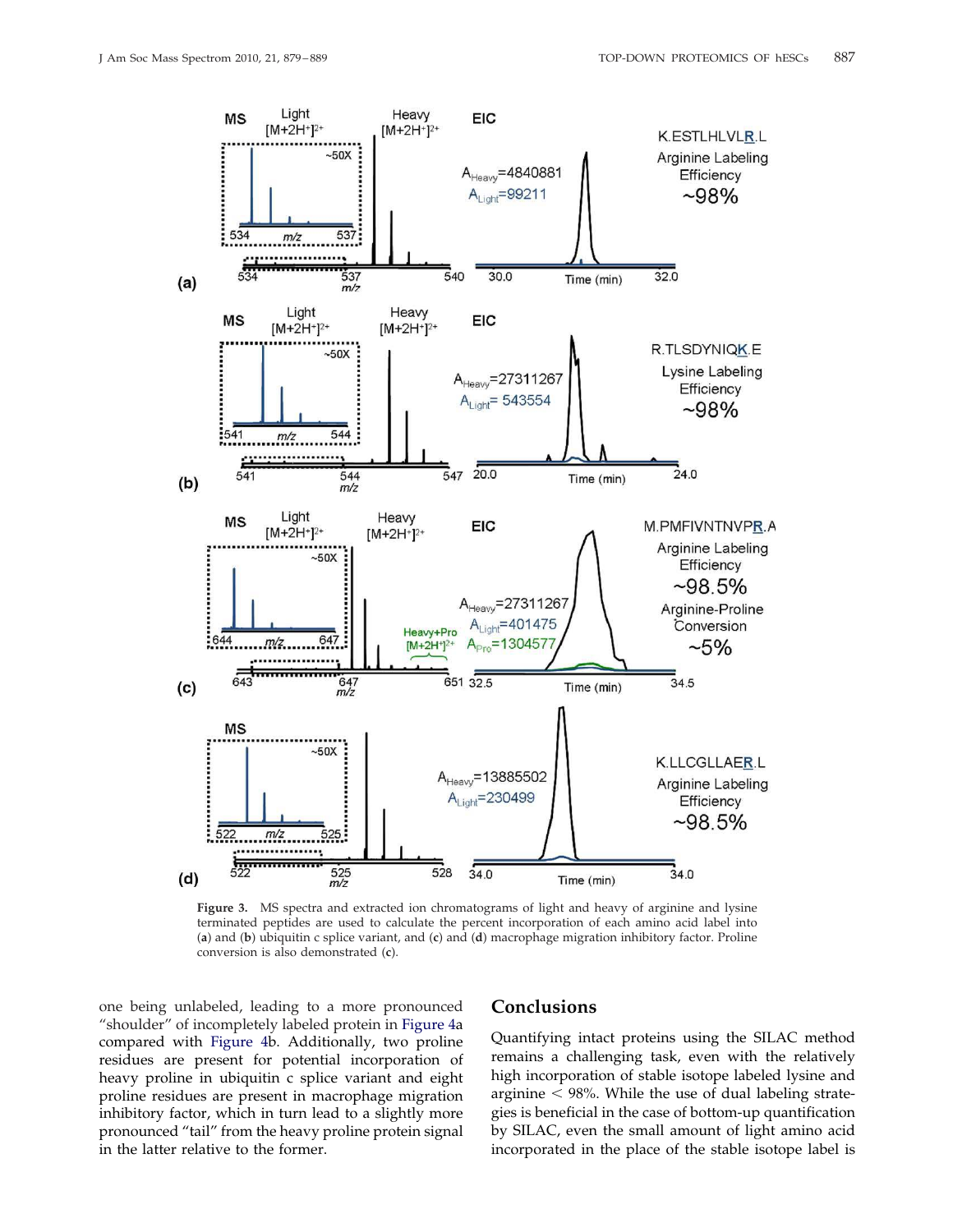Figure 3. MS spectra and extracted ion chromatograms of light and heavy of arginine and lysine terminated peptides are used to calculate the percent incorporation of each amino acid label into (a) and (b) ubiquitin c splice variant, and (c) and (d) macrophage migration inhibitory factor. Proline conversion is also demonstrated (c).

one being unlabeled, leading to a more pronounced "shoulder" of incompletely labeled protein in Figure 4a compared with Figure 4b. Additionally, two proline residues are present for potential incorporation of heavy proline in ubiquitin c splice variant and eight proline residues are present in macrophage migration inhibitory factor, which in turn lead to a slightly more pronounced "tail" from the heavy proline protein signal in the latter relative to the former.

## Conclusions

Quantifying intact proteins using the SILAC method remains a challenging task, even with the relatively high incorporation of stable isotope labeled lysine and arginine < 98%. While the use of dual labeling strategies is beneficial in the case of bottom-up quantification by SILAC, even the small amount of light amino acid incorporated in the place of the stable isotope label is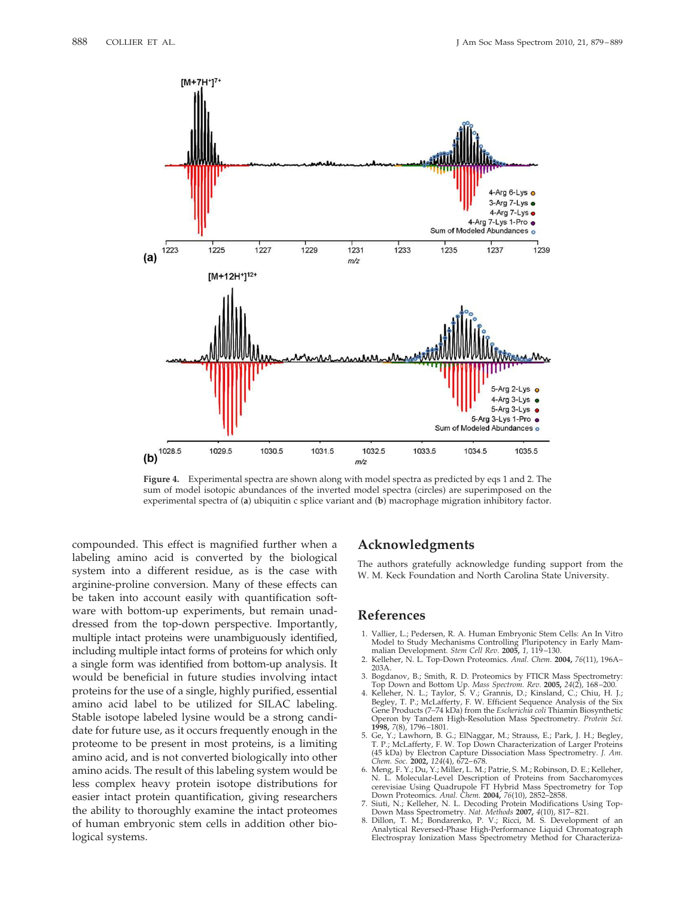**Figure 4.** Experimental spectra are shown along with model spectra as predicted by eqs 1 and 2. The sum of model isotopic abundances of the inverted model spectra (circles) are superimposed on the experimental spectra of (**a**) ubiquitin c splice variant and (**b**) macrophage migration inhibitory factor.

compounded. This effect is magnified further when a labeling amino acid is converted by the biological system into a different residue, as is the case with arginine-proline conversion. Many of these effects can be taken into account easily with quantification software with bottom-up experiments, but remain unaddressed from the top-down perspective. Importantly, multiple intact proteins were unambiguously identified, including multiple intact forms of proteins for which only a single form was identified from bottom-up analysis. It would be beneficial in future studies involving intact proteins for the use of a single, highly purified, essential amino acid label to be utilized for SILAC labeling. Stable isotope labeled lysine would be a strong candidate for future use, as it occurs frequently enough in the proteome to be present in most proteins, is a limiting amino acid, and is not converted biologically into other amino acids. The result of this labeling system would be less complex heavy protein isotope distributions for easier intact protein quantification, giving researchers the ability to thoroughly examine the intact proteomes of human embryonic stem cells in addition other biological systems.

## Acknowledgments

The authors gratefully acknowledge funding support from the W. M. Keck Foundation and North Carolina State University.

## References

1. Vallier, L.; Pedersen, R. A. Human Embryonic Stem Cells: An In Vitro Model to Study Mechanisms Controlling Pluripotency in Early Mammalian Development. *Stem Cell Rev.* **2005,** *1,* 119–130.
2. Kelleher, N. L. Top-Down Proteomics. *Anal. Chem.* **2004,** *76*(11), 196A–203A.
3. Bogdanov, B.; Smith, R. D. Proteomics by FTICR Mass Spectrometry: Top Down and Bottom Up. *Mass Spectrom. Rev.* **2005,** *24*(2), 168–200.
4. Kelleher, N. L.; Taylor, S. V.; Grannis, D.; Kinsland, C.; Chiu, H. J.; Begley, T. P.; McLafferty, F. W. Efficient Sequence Analysis of the Six Gene Products (7–74 kDa) from the *Escherichia coli* Thiamin Biosynthetic Operon by Tandem High-Resolution Mass Spectrometry. *Protein Sci.* **1998,** *7*(8), 1796–1801.
5. Ge, Y.; Lawhorn, B. G.; ElNaggar, M.; Strauss, E.; Park, J. H.; Begley, T. P.; McLafferty, F. W. Top Down Characterization of Larger Proteins (45 kDa) by Electron Capture Dissociation Mass Spectrometry. *J. Am. Chem. Soc.* **2002,** *124*(4), 672–678.
6. Meng, F. Y.; Du, Y.; Miller, L. M.; Patrie, S. M.; Robinson, D. E.; Kelleher, N. L. Molecular-Level Description of Proteins from Saccharomyces cerevisiae Using Quadrupole FT Hybrid Mass Spectrometry for Top Down Proteomics. *Anal. Chem.* **2004,** *76*(10), 2852–2858.
7. Siuti, N.; Kelleher, N. L. Decoding Protein Modifications Using Top-Down Mass Spectrometry. *Nat. Methods* **2007,** *4*(10), 817–821.
8. Dillon, T. M.; Bondarenko, P. V.; Ricci, M. S. Development of an Analytical Reversed-Phase High-Performance Liquid Chromatograph Electrospray Ionization Mass Spectrometry Method for Characteriza-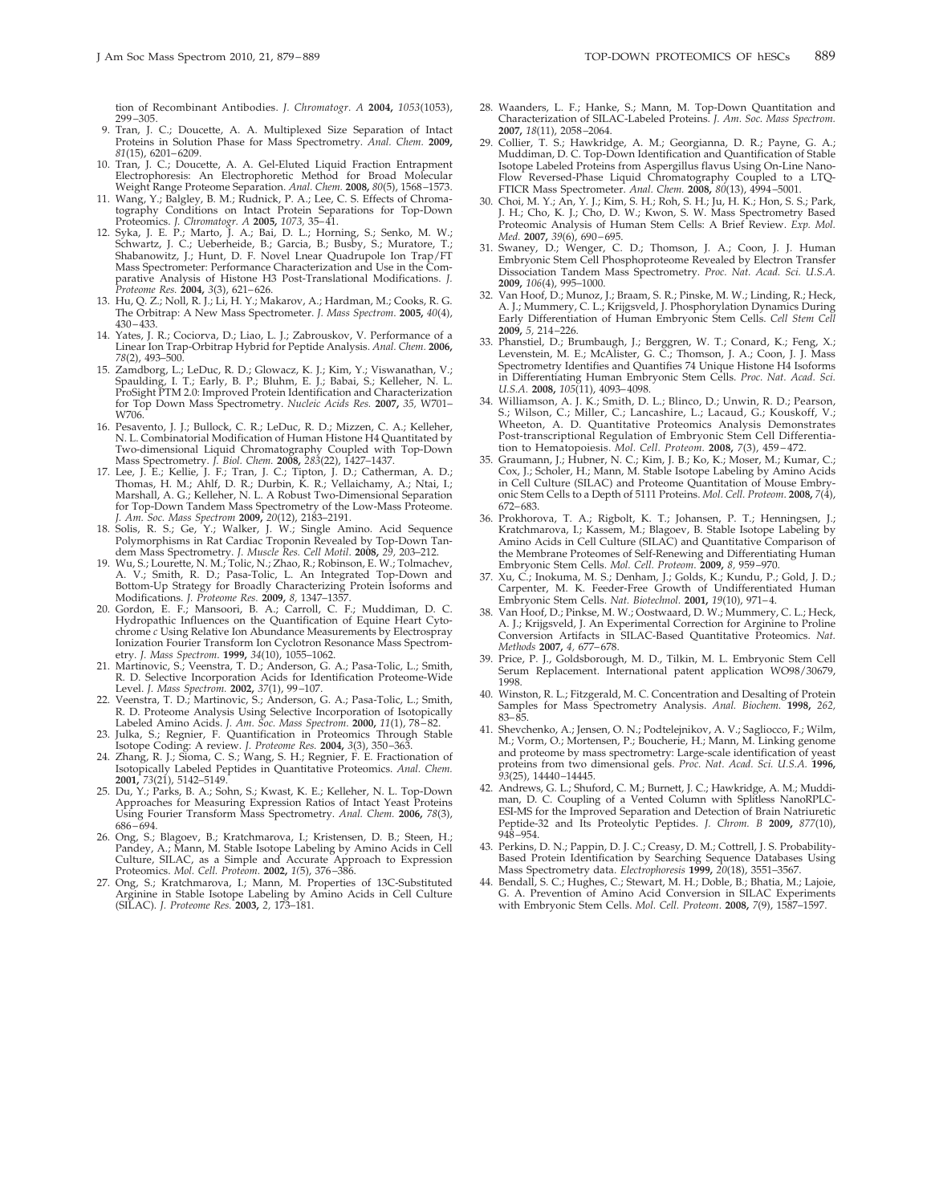tion of Recombinant Antibodies. *J. Chromatogr. A* **2004,** *1053*(1053), 299–305.

9. Tran, J. C.; Doucette, A. A. Multiplexed Size Separation of Intact Proteins in Solution Phase for Mass Spectrometry. *Anal. Chem.* **2009,** *81*(15), 6201–6209.
10. Tran, J. C.; Doucette, A. A. Gel-Eluted Liquid Fraction Entrapment Electrophoresis: An Electrophoretic Method for Broad Molecular Weight Range Proteome Separation. *Anal. Chem.* **2008,** *80*(5), 1568–1573.
11. Wang, Y.; Balgley, B. M.; Rudnick, P. A.; Lee, C. S. Effects of Chromatography Conditions on Intact Protein Separations for Top-Down Proteomics. *J. Chromatogr. A* **2005,** *1073,* 35–41.
12. Syka, J. E. P.; Marto, J. A.; Bai, D. L.; Horning, S.; Senko, M. W.; Schwartz, J. C.; Ueberheide, B.; Garcia, B.; Busby, S.; Muratore, T.; Shabanowitz, J.; Hunt, D. F. Novel Lnear Quadrupole Ion Trap/FT Mass Spectrometer: Performance Characterization and Use in the Comparative Analysis of Histone H3 Post-Translational Modifications. *J. Proteome Res.* **2004,** *3*(3), 621–626.
13. Hu, Q. Z.; Noll, R. J.; Li, H. Y.; Makarov, A.; Hardman, M.; Cooks, R. G. The Orbitrap: A New Mass Spectrometer. *J. Mass Spectrom.* **2005,** *40*(4), 430–433.
14. Yates, J. R.; Cociorva, D.; Liao, L. J.; Zabrouskov, V. Performance of a Linear Ion Trap-Orbitrap Hybrid for Peptide Analysis. *Anal. Chem.* **2006,** *78*(2), 493–500.
15. Zamdborg, L.; LeDuc, R. D.; Glowacz, K. J.; Kim, Y.; Viswanathan, V.; Spaulding, I. T.; Early, B. P.; Bluhm, E. J.; Babai, S.; Kelleher, N. L. ProSight PTM 2.0: Improved Protein Identification and Characterization for Top Down Mass Spectrometry. *Nucleic Acids Res.* **2007,** *35,* W701–W706.
16. Pesavento, J. J.; Bullock, C. R.; LeDuc, R. D.; Mizzen, C. A.; Kelleher, N. L. Combinatorial Modification of Human Histone H4 Quantitated by Two-dimensional Liquid Chromatography Coupled with Top-Down Mass Spectrometry. *J. Biol. Chem.* **2008,** *283*(22), 1427–1437.
17. Lee, J. E.; Kellie, J. F.; Tran, J. C.; Tipton, J. D.; Catherman, A. D.; Thomas, H. M.; Ahlf, D. R.; Durbin, K. R.; Vellaichamy, A.; Ntai, I.; Marshall, A. G.; Kelleher, N. L. A Robust Two-Dimensional Separation for Top-Down Tandem Mass Spectrometry of the Low-Mass Proteome. *J. Am. Soc. Mass Spectrom* **2009,** *20*(12), 2183–2191.
18. Solis, R. S.; Ge, Y.; Walker, J. W.; Single Amino. Acid Sequence Polymorphisms in Rat Cardiac Troponin Revealed by Top-Down Tandem Mass Spectrometry. *J. Muscle Res. Cell Motil.* **2008,** *29,* 203–212.
19. Wu, S.; Lourette, N. M.; Tolic, N.; Zhao, R.; Robinson, E. W.; Tolmachev, A. V.; Smith, R. D.; Pasa-Tolic, L. An Integrated Top-Down and Bottom-Up Strategy for Broadly Characterizing Protein Isoforms and Modifications. *J. Proteome Res.* **2009,** *8,* 1347–1357.
20. Gordon, E. F.; Mansoori, B. A.; Carroll, C. F.; Muddiman, D. C. Hydropathic Influences on the Quantification of Equine Heart Cytochrome *c* Using Relative Ion Abundance Measurements by Electrospray Ionization Fourier Transform Ion Cyclotron Resonance Mass Spectrometry. *J. Mass Spectrom.* **1999,** *34*(10), 1055–1062.
21. Martinovic, S.; Veenstra, T. D.; Anderson, G. A.; Pasa-Tolic, L.; Smith, R. D. Selective Incorporation Acids for Identification Proteome-Wide Level. *J. Mass Spectrom.* **2002,** *37*(1), 99–107.
22. Veenstra, T. D.; Martinovic, S.; Anderson, G. A.; Pasa-Tolic, L.; Smith, R. D. Proteome Analysis Using Selective Incorporation of Isotopically Labeled Amino Acids. *J. Am. Soc. Mass Spectrom.* **2000,** *11*(1), 78–82.
23. Julka, S.; Regnier, F. Quantification in Proteomics Through Stable Isotope Coding: A review. *J. Proteome Res.* **2004,** *3*(3), 350–363.
24. Zhang, R. J.; Sioma, C. S.; Wang, S. H.; Regnier, F. E. Fractionation of Isotopically Labeled Peptides in Quantitative Proteomics. *Anal. Chem.* **2001,** *73*(21), 5142–5149.
25. Du, Y.; Parks, B. A.; Sohn, S.; Kwast, K. E.; Kelleher, N. L. Top-Down Approaches for Measuring Expression Ratios of Intact Yeast Proteins Using Fourier Transform Mass Spectrometry. *Anal. Chem.* **2006,** *78*(3), 686–694.
26. Ong, S.; Blagoev, B.; Kratchmarova, I.; Kristensen, D. B.; Steen, H.; Pandey, A.; Mann, M. Stable Isotope Labeling by Amino Acids in Cell Culture, SILAC, as a Simple and Accurate Approach to Expression Proteomics. *Mol. Cell. Proteom.* **2002,** *1*(5), 376–386.
27. Ong, S.; Kratchmarova, I.; Mann, M. Properties of 13C-Substituted Arginine in Stable Isotope Labeling by Amino Acids in Cell Culture (SILAC). *J. Proteome Res.* **2003,** *2,* 173–181.
28. Waanders, L. F.; Hanke, S.; Mann, M. Top-Down Quantitation and Characterization of SILAC-Labeled Proteins. *J. Am. Soc. Mass Spectrom.* **2007,** *18*(11), 2058–2064.
29. Collier, T. S.; Hawkridge, A. M.; Georgianna, D. R.; Payne, G. A.; Muddiman, D. C. Top-Down Identification and Quantification of Stable Isotope Labeled Proteins from Aspergillus flavus Using On-Line Nano-Flow Reversed-Phase Liquid Chromatography Coupled to a LTQ-FTICR Mass Spectrometer. *Anal. Chem.* **2008,** *80*(13), 4994–5001.
30. Choi, M. Y.; An, Y. J.; Kim, S. H.; Roh, S. H.; Ju, H. K.; Hon, S. S.; Park, J. H.; Cho, K. J.; Cho, D. W.; Kwon, S. W. Mass Spectrometry Based Proteomic Analysis of Human Stem Cells: A Brief Review. *Exp. Mol. Med.* **2007,** *39*(6), 690–695.
31. Swaney, D.; Wenger, C. D.; Thomson, J. A.; Coon, J. J. Human Embryonic Stem Cell Phosphoproteome Revealed by Electron Transfer Dissociation Tandem Mass Spectrometry. *Proc. Nat. Acad. Sci. U.S.A.* **2009,** *106*(4), 995–1000.
32. Van Hoof, D.; Munoz, J.; Braam, S. R.; Pinske, M. W.; Linding, R.; Heck, A. J.; Mummery, C. L.; Krijgsveld, J. Phosphorylation Dynamics During Early Differentiation of Human Embryonic Stem Cells. *Cell Stem Cell* **2009,** *5,* 214–226.
33. Phanstiel, D.; Brumbaugh, J.; Berggren, W. T.; Conard, K.; Feng, X.; Levenstein, M. E.; McAlister, G. C.; Thomson, J. A.; Coon, J. J. Mass Spectrometry Identifies and Quantifies 74 Unique Histone H4 Isoforms in Differentiating Human Embryonic Stem Cells. *Proc. Nat. Acad. Sci. U.S.A.* **2008,** *105*(11), 4093–4098.
34. Williamson, A. J. K.; Smith, D. L.; Blinco, D.; Unwin, R. D.; Pearson, S.; Wilson, C.; Miller, C.; Lancashire, L.; Lacaud, G.; Kouskoff, V.; Wheeton, A. D. Quantitative Proteomics Analysis Demonstrates Post-transcriptional Regulation of Embryonic Stem Cell Differentiation to Hematopoiesis. *Mol. Cell. Proteom.* **2008,** *7*(3), 459–472.
35. Graumann, J.; Hubner, N. C.; Kim, J. B.; Ko, K.; Moser, M.; Kumar, C.; Cox, J.; Scholer, H.; Mann, M. Stable Isotope Labeling by Amino Acids in Cell Culture (SILAC) and Proteome Quantitation of Mouse Embryonic Stem Cells to a Depth of 5111 Proteins. *Mol. Cell. Proteom.* **2008,** *7*(4), 672–683.
36. Prokhorova, T. A.; Rigbolt, K. T.; Johansen, P. T.; Henningsen, J.; Kratchmarova, I.; Kassem, M.; Blagoev, B. Stable Isotope Labeling by Amino Acids in Cell Culture (SILAC) and Quantitative Comparison of the Membrane Proteomes of Self-Renewing and Differentiating Human Embryonic Stem Cells. *Mol. Cell. Proteom.* **2009,** *8,* 959–970.
37. Xu, C.; Inokuma, M. S.; Denham, J.; Golds, K.; Kundu, P.; Gold, J. D.; Carpenter, M. K. Feeder-Free Growth of Undifferentiated Human Embryonic Stem Cells. *Nat. Biotechnol.* **2001,** *19*(10), 971–4.
38. Van Hoof, D.; Pinkse, M. W.; Oostwaard, D. W.; Mummery, C. L.; Heck, A. J.; Krijgsveld, J. An Experimental Correction for Arginine to Proline Conversion Artifacts in SILAC-Based Quantitative Proteomics. *Nat. Methods* **2007,** *4,* 677–678.
39. Price, P. J.; Goldsborough, M. D.; Tilkin, M. L. Embryonic Stem Cell Serum Replacement. International patent application WO98/30679, 1998.
40. Winston, R. L.; Fitzgerald, M. C. Concentration and Desalting of Protein Samples for Mass Spectrometry Analysis. *Anal. Biochem.* **1998,** *262,* 83–85.
41. Shevchenko, A.; Jensen, O. N.; Podtelejnikov, A. V.; Sagliocco, F.; Wilm, M.; Vorm, O.; Mortensen, P.; Boucherie, H.; Mann, M. Linking genome and proteome by mass spectrometry: Large-scale identification of yeast proteins from two dimensional gels. *Proc. Nat. Acad. Sci. U.S.A.* **1996,** *93*(25), 14440–14445.
42. Andrews, G. L.; Shuford, C. M.; Burnett, J. C.; Hawkridge, A. M.; Muddiman, D. C. Coupling of a Vented Column with Splitless NanoRPLC-ESI-MS for the Improved Separation and Detection of Brain Natriuretic Peptide-32 and Its Proteolytic Peptides. *J. Chrom. B* **2009,** *877*(10), 948–954.
43. Perkins, D. N.; Pappin, D. J. C.; Creasy, D. M.; Cottrell, J. S. Probability-Based Protein Identification by Searching Sequence Databases Using Mass Spectrometry data. *Electrophoresis* **1999,** *20*(18), 3551–3567.
44. Bendall, S. C.; Hughes, C.; Stewart, M. H.; Doble, B.; Bhatia, M.; Lajoie, G. A. Prevention of Amino Acid Conversion in SILAC Experiments with Embryonic Stem Cells. *Mol. Cell. Proteom.* **2008,** *7*(9), 1587–1597.